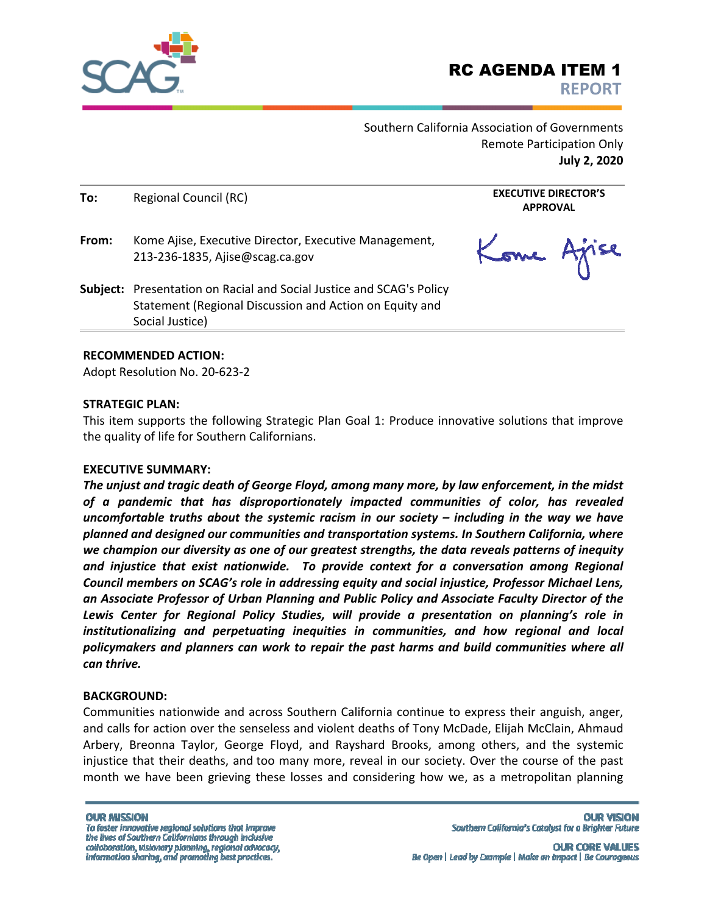# RC AGENDA ITEM 1
## REPORT

Southern California Association of Governments
Remote Participation Only
**July 2, 2020**

**To:** Regional Council (RC)

**EXECUTIVE DIRECTOR'S APPROVAL**

**From:** Kome Ajise, Executive Director, Executive Management, 213-236-1835, Ajise@scag.ca.gov

**Subject:** Presentation on Racial and Social Justice and SCAG's Policy Statement (Regional Discussion and Action on Equity and Social Justice)

**RECOMMENDED ACTION:**
Adopt Resolution No. 20-623-2

**STRATEGIC PLAN:**
This item supports the following Strategic Plan Goal 1: Produce innovative solutions that improve the quality of life for Southern Californians.

**EXECUTIVE SUMMARY:**
***The unjust and tragic death of George Floyd, among many more, by law enforcement, in the midst of a pandemic that has disproportionately impacted communities of color, has revealed uncomfortable truths about the systemic racism in our society – including in the way we have planned and designed our communities and transportation systems. In Southern California, where we champion our diversity as one of our greatest strengths, the data reveals patterns of inequity and injustice that exist nationwide. To provide context for a conversation among Regional Council members on SCAG's role in addressing equity and social injustice, Professor Michael Lens, an Associate Professor of Urban Planning and Public Policy and Associate Faculty Director of the Lewis Center for Regional Policy Studies, will provide a presentation on planning's role in institutionalizing and perpetuating inequities in communities, and how regional and local policymakers and planners can work to repair the past harms and build communities where all can thrive.***

**BACKGROUND:**
Communities nationwide and across Southern California continue to express their anguish, anger, and calls for action over the senseless and violent deaths of Tony McDade, Elijah McClain, Ahmaud Arbery, Breonna Taylor, George Floyd, and Rayshard Brooks, among others, and the systemic injustice that their deaths, and too many more, reveal in our society. Over the course of the past month we have been grieving these losses and considering how we, as a metropolitan planning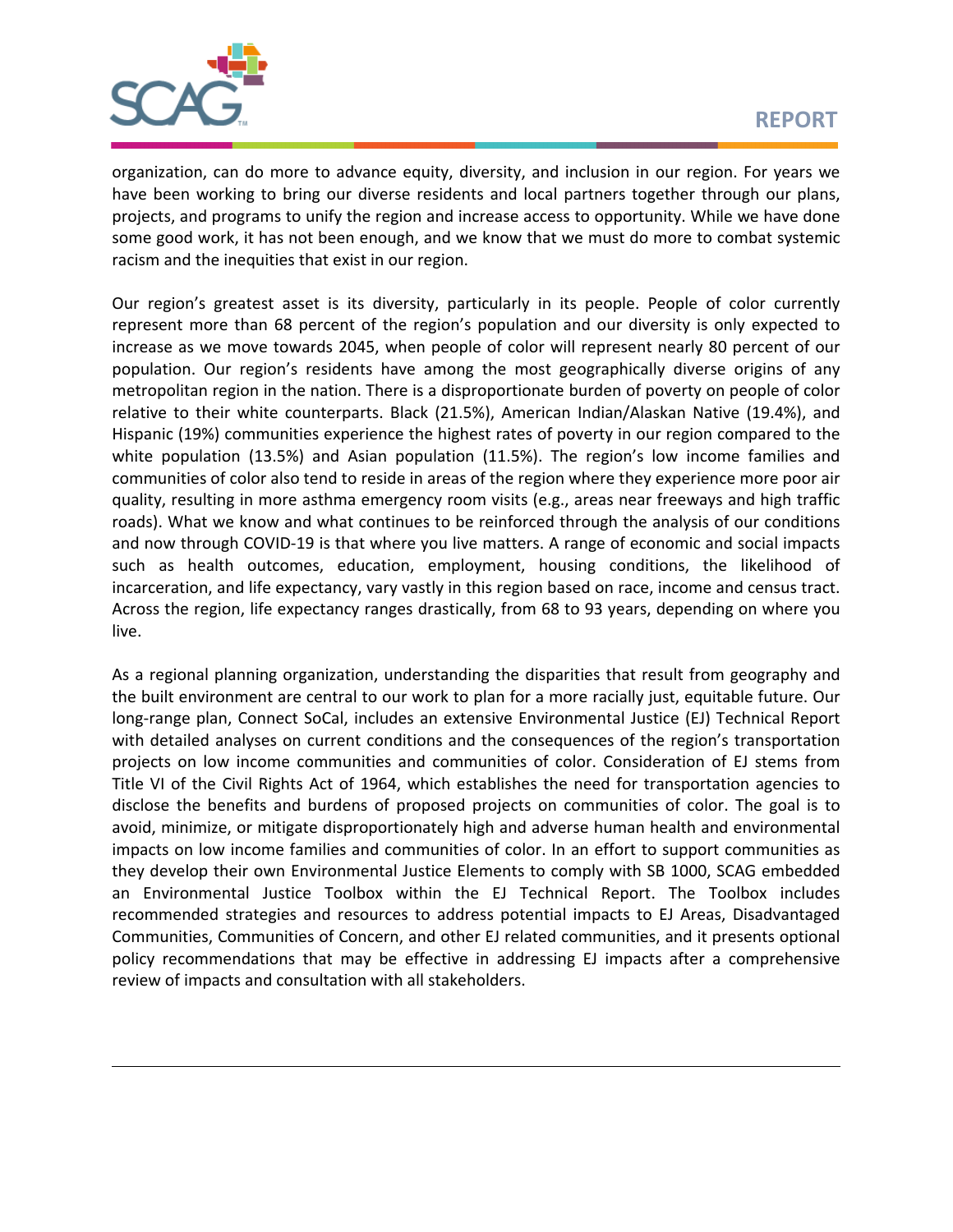organization, can do more to advance equity, diversity, and inclusion in our region. For years we have been working to bring our diverse residents and local partners together through our plans, projects, and programs to unify the region and increase access to opportunity. While we have done some good work, it has not been enough, and we know that we must do more to combat systemic racism and the inequities that exist in our region.

Our region's greatest asset is its diversity, particularly in its people. People of color currently represent more than 68 percent of the region's population and our diversity is only expected to increase as we move towards 2045, when people of color will represent nearly 80 percent of our population. Our region's residents have among the most geographically diverse origins of any metropolitan region in the nation. There is a disproportionate burden of poverty on people of color relative to their white counterparts. Black (21.5%), American Indian/Alaskan Native (19.4%), and Hispanic (19%) communities experience the highest rates of poverty in our region compared to the white population (13.5%) and Asian population (11.5%). The region's low income families and communities of color also tend to reside in areas of the region where they experience more poor air quality, resulting in more asthma emergency room visits (e.g., areas near freeways and high traffic roads). What we know and what continues to be reinforced through the analysis of our conditions and now through COVID-19 is that where you live matters. A range of economic and social impacts such as health outcomes, education, employment, housing conditions, the likelihood of incarceration, and life expectancy, vary vastly in this region based on race, income and census tract. Across the region, life expectancy ranges drastically, from 68 to 93 years, depending on where you live.

As a regional planning organization, understanding the disparities that result from geography and the built environment are central to our work to plan for a more racially just, equitable future. Our long-range plan, Connect SoCal, includes an extensive Environmental Justice (EJ) Technical Report with detailed analyses on current conditions and the consequences of the region's transportation projects on low income communities and communities of color. Consideration of EJ stems from Title VI of the Civil Rights Act of 1964, which establishes the need for transportation agencies to disclose the benefits and burdens of proposed projects on communities of color. The goal is to avoid, minimize, or mitigate disproportionately high and adverse human health and environmental impacts on low income families and communities of color. In an effort to support communities as they develop their own Environmental Justice Elements to comply with SB 1000, SCAG embedded an Environmental Justice Toolbox within the EJ Technical Report. The Toolbox includes recommended strategies and resources to address potential impacts to EJ Areas, Disadvantaged Communities, Communities of Concern, and other EJ related communities, and it presents optional policy recommendations that may be effective in addressing EJ impacts after a comprehensive review of impacts and consultation with all stakeholders.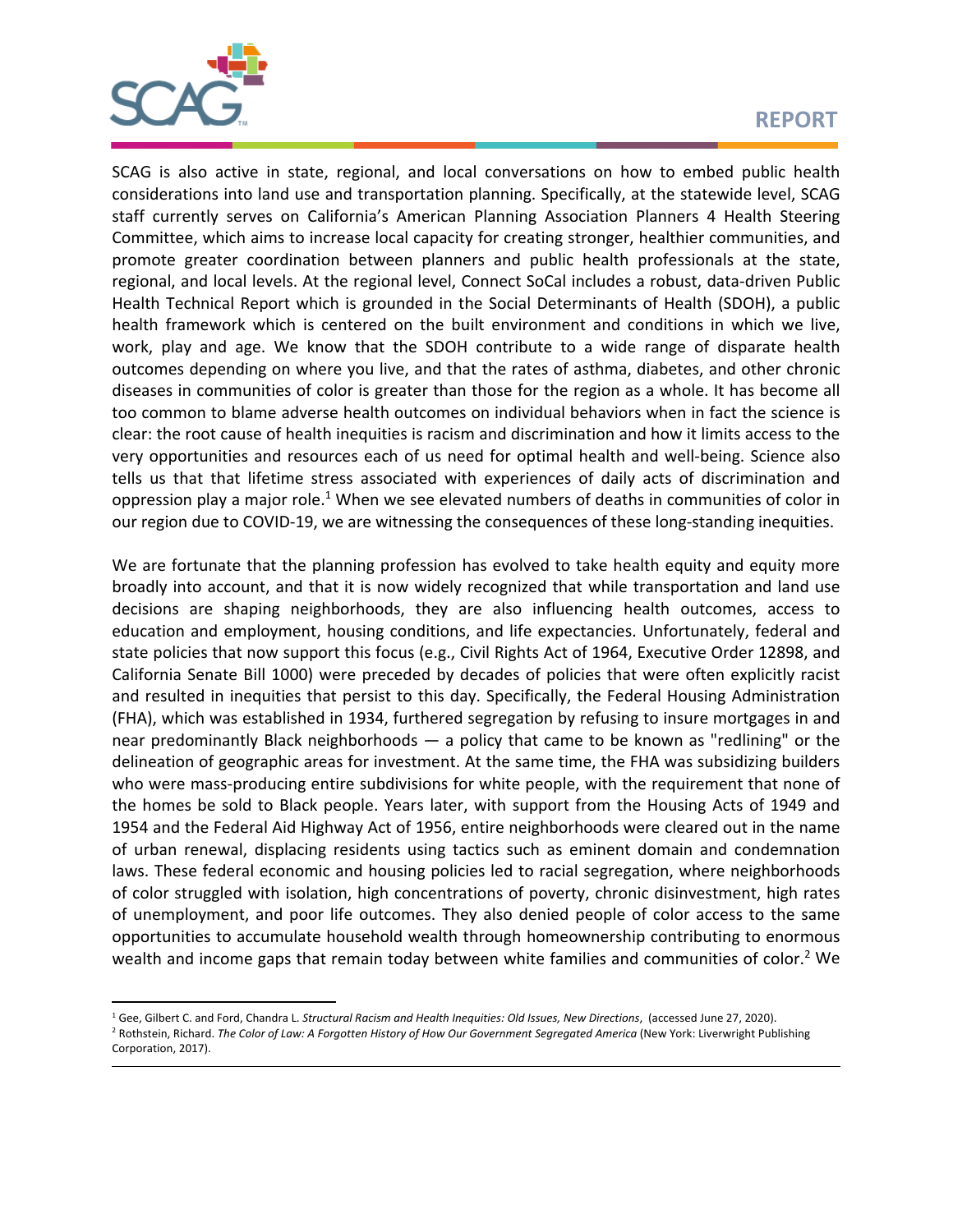SCAG is also active in state, regional, and local conversations on how to embed public health considerations into land use and transportation planning. Specifically, at the statewide level, SCAG staff currently serves on California's American Planning Association Planners 4 Health Steering Committee, which aims to increase local capacity for creating stronger, healthier communities, and promote greater coordination between planners and public health professionals at the state, regional, and local levels. At the regional level, Connect SoCal includes a robust, data-driven Public Health Technical Report which is grounded in the Social Determinants of Health (SDOH), a public health framework which is centered on the built environment and conditions in which we live, work, play and age. We know that the SDOH contribute to a wide range of disparate health outcomes depending on where you live, and that the rates of asthma, diabetes, and other chronic diseases in communities of color is greater than those for the region as a whole. It has become all too common to blame adverse health outcomes on individual behaviors when in fact the science is clear: the root cause of health inequities is racism and discrimination and how it limits access to the very opportunities and resources each of us need for optimal health and well-being. Science also tells us that that lifetime stress associated with experiences of daily acts of discrimination and oppression play a major role.[1] When we see elevated numbers of deaths in communities of color in our region due to COVID-19, we are witnessing the consequences of these long-standing inequities.

We are fortunate that the planning profession has evolved to take health equity and equity more broadly into account, and that it is now widely recognized that while transportation and land use decisions are shaping neighborhoods, they are also influencing health outcomes, access to education and employment, housing conditions, and life expectancies. Unfortunately, federal and state policies that now support this focus (e.g., Civil Rights Act of 1964, Executive Order 12898, and California Senate Bill 1000) were preceded by decades of policies that were often explicitly racist and resulted in inequities that persist to this day. Specifically, the Federal Housing Administration (FHA), which was established in 1934, furthered segregation by refusing to insure mortgages in and near predominantly Black neighborhoods — a policy that came to be known as "redlining" or the delineation of geographic areas for investment. At the same time, the FHA was subsidizing builders who were mass-producing entire subdivisions for white people, with the requirement that none of the homes be sold to Black people. Years later, with support from the Housing Acts of 1949 and 1954 and the Federal Aid Highway Act of 1956, entire neighborhoods were cleared out in the name of urban renewal, displacing residents using tactics such as eminent domain and condemnation laws. These federal economic and housing policies led to racial segregation, where neighborhoods of color struggled with isolation, high concentrations of poverty, chronic disinvestment, high rates of unemployment, and poor life outcomes. They also denied people of color access to the same opportunities to accumulate household wealth through homeownership contributing to enormous wealth and income gaps that remain today between white families and communities of color.[2] We

---

[1] Gee, Gilbert C. and Ford, Chandra L. *Structural Racism and Health Inequities: Old Issues, New Directions*, (accessed June 27, 2020).

[2] Rothstein, Richard. *The Color of Law: A Forgotten History of How Our Government Segregated America* (New York: Liverwright Publishing Corporation, 2017).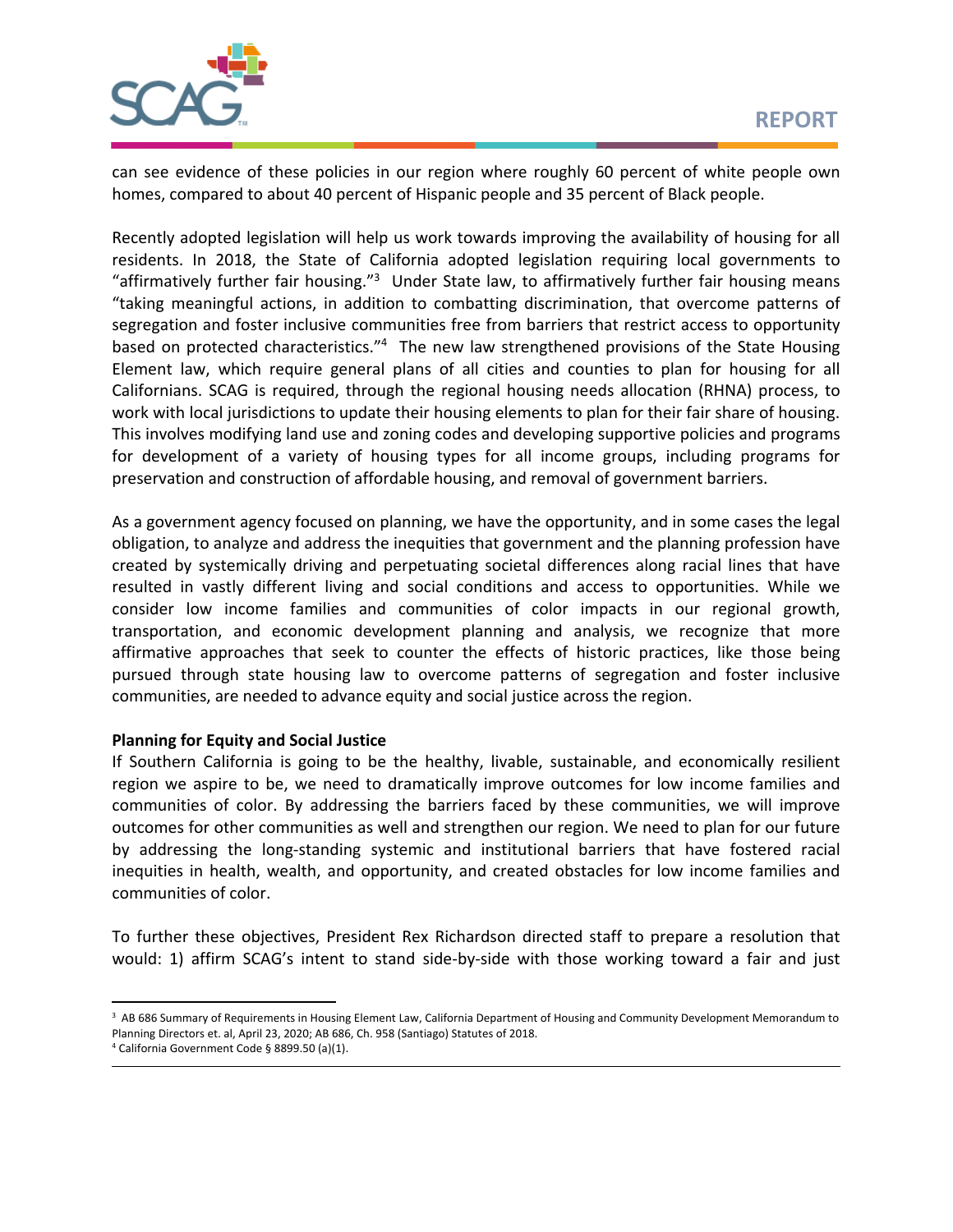can see evidence of these policies in our region where roughly 60 percent of white people own homes, compared to about 40 percent of Hispanic people and 35 percent of Black people.

Recently adopted legislation will help us work towards improving the availability of housing for all residents. In 2018, the State of California adopted legislation requiring local governments to "affirmatively further fair housing."[3] Under State law, to affirmatively further fair housing means "taking meaningful actions, in addition to combatting discrimination, that overcome patterns of segregation and foster inclusive communities free from barriers that restrict access to opportunity based on protected characteristics."[4] The new law strengthened provisions of the State Housing Element law, which require general plans of all cities and counties to plan for housing for all Californians. SCAG is required, through the regional housing needs allocation (RHNA) process, to work with local jurisdictions to update their housing elements to plan for their fair share of housing. This involves modifying land use and zoning codes and developing supportive policies and programs for development of a variety of housing types for all income groups, including programs for preservation and construction of affordable housing, and removal of government barriers.

As a government agency focused on planning, we have the opportunity, and in some cases the legal obligation, to analyze and address the inequities that government and the planning profession have created by systemically driving and perpetuating societal differences along racial lines that have resulted in vastly different living and social conditions and access to opportunities. While we consider low income families and communities of color impacts in our regional growth, transportation, and economic development planning and analysis, we recognize that more affirmative approaches that seek to counter the effects of historic practices, like those being pursued through state housing law to overcome patterns of segregation and foster inclusive communities, are needed to advance equity and social justice across the region.

**Planning for Equity and Social Justice**

If Southern California is going to be the healthy, livable, sustainable, and economically resilient region we aspire to be, we need to dramatically improve outcomes for low income families and communities of color. By addressing the barriers faced by these communities, we will improve outcomes for other communities as well and strengthen our region. We need to plan for our future by addressing the long-standing systemic and institutional barriers that have fostered racial inequities in health, wealth, and opportunity, and created obstacles for low income families and communities of color.

To further these objectives, President Rex Richardson directed staff to prepare a resolution that would: 1) affirm SCAG's intent to stand side-by-side with those working toward a fair and just

---

[3] AB 686 Summary of Requirements in Housing Element Law, California Department of Housing and Community Development Memorandum to Planning Directors et. al, April 23, 2020; AB 686, Ch. 958 (Santiago) Statutes of 2018.

[4] California Government Code § 8899.50 (a)(1).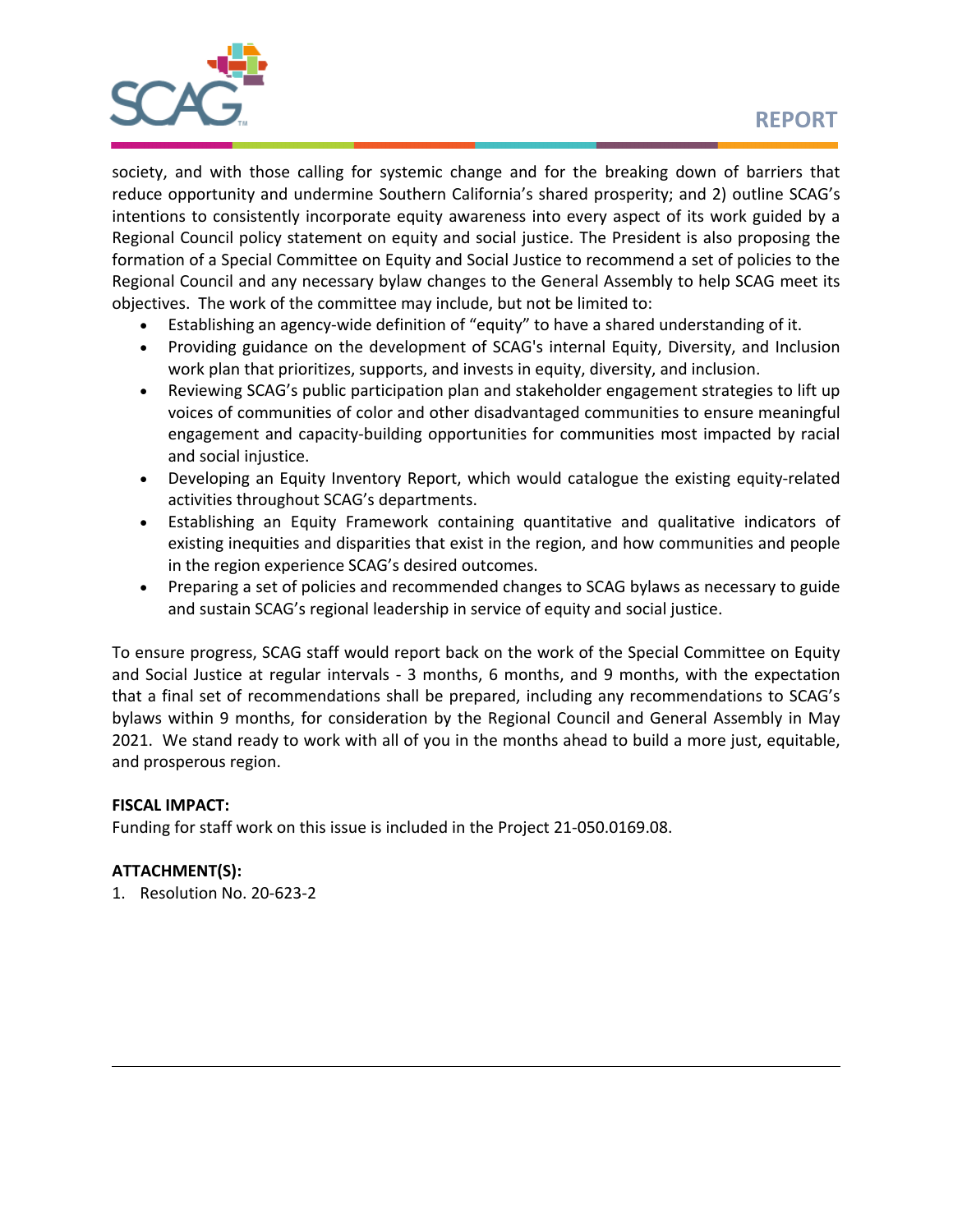society, and with those calling for systemic change and for the breaking down of barriers that reduce opportunity and undermine Southern California's shared prosperity; and 2) outline SCAG's intentions to consistently incorporate equity awareness into every aspect of its work guided by a Regional Council policy statement on equity and social justice. The President is also proposing the formation of a Special Committee on Equity and Social Justice to recommend a set of policies to the Regional Council and any necessary bylaw changes to the General Assembly to help SCAG meet its objectives. The work of the committee may include, but not be limited to:

- Establishing an agency-wide definition of "equity" to have a shared understanding of it.
- Providing guidance on the development of SCAG's internal Equity, Diversity, and Inclusion work plan that prioritizes, supports, and invests in equity, diversity, and inclusion.
- Reviewing SCAG's public participation plan and stakeholder engagement strategies to lift up voices of communities of color and other disadvantaged communities to ensure meaningful engagement and capacity-building opportunities for communities most impacted by racial and social injustice.
- Developing an Equity Inventory Report, which would catalogue the existing equity-related activities throughout SCAG's departments.
- Establishing an Equity Framework containing quantitative and qualitative indicators of existing inequities and disparities that exist in the region, and how communities and people in the region experience SCAG's desired outcomes.
- Preparing a set of policies and recommended changes to SCAG bylaws as necessary to guide and sustain SCAG's regional leadership in service of equity and social justice.

To ensure progress, SCAG staff would report back on the work of the Special Committee on Equity and Social Justice at regular intervals - 3 months, 6 months, and 9 months, with the expectation that a final set of recommendations shall be prepared, including any recommendations to SCAG's bylaws within 9 months, for consideration by the Regional Council and General Assembly in May 2021. We stand ready to work with all of you in the months ahead to build a more just, equitable, and prosperous region.

**FISCAL IMPACT:**
Funding for staff work on this issue is included in the Project 21-050.0169.08.

**ATTACHMENT(S):**

1. Resolution No. 20-623-2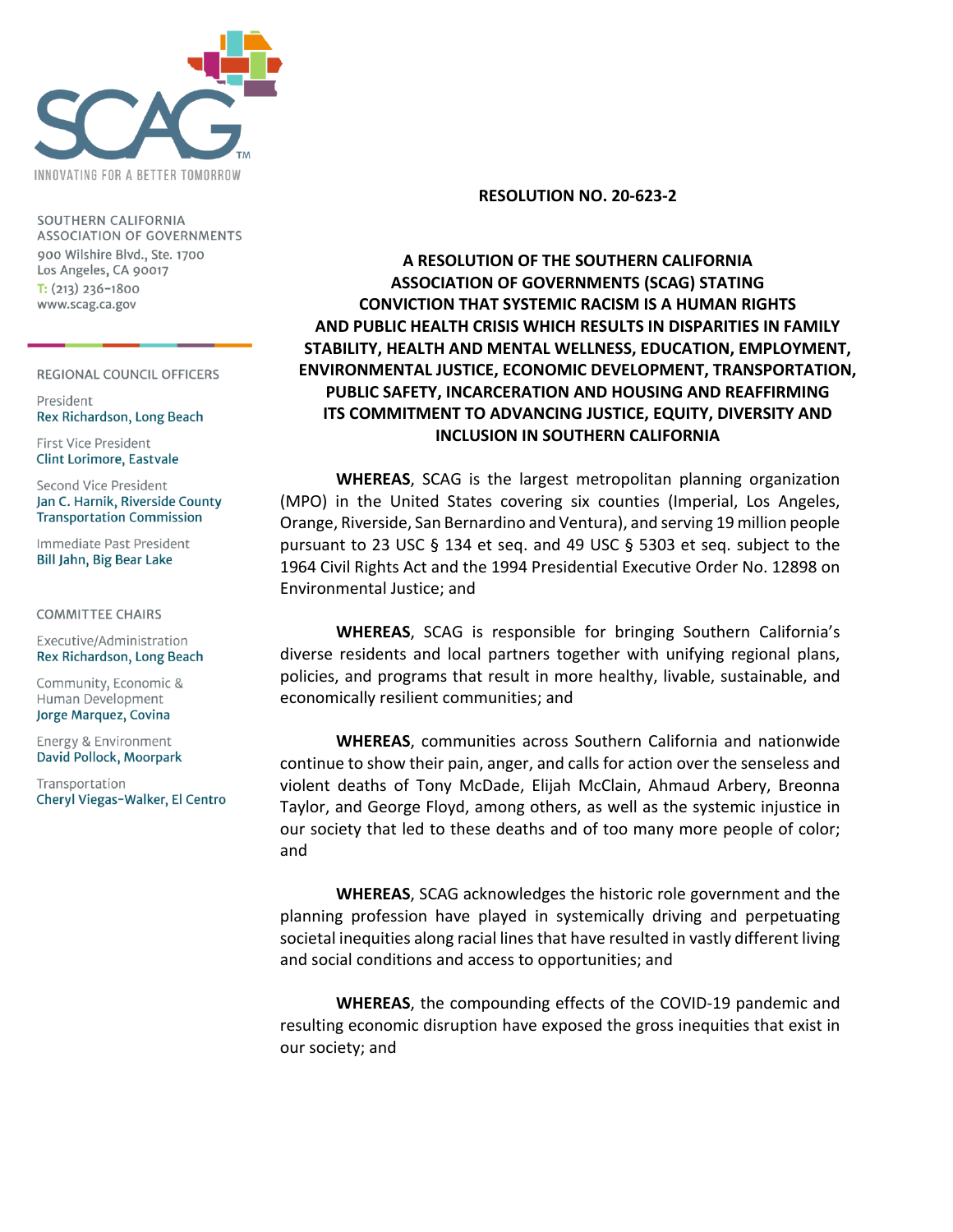SOUTHERN CALIFORNIA ASSOCIATION OF GOVERNMENTS
900 Wilshire Blvd., Ste. 1700
Los Angeles, CA 90017
T: (213) 236-1800
www.scag.ca.gov

REGIONAL COUNCIL OFFICERS

President
Rex Richardson, Long Beach

First Vice President
Clint Lorimore, Eastvale

Second Vice President
Jan C. Harnik, Riverside County Transportation Commission

Immediate Past President
Bill Jahn, Big Bear Lake

COMMITTEE CHAIRS

Executive/Administration
Rex Richardson, Long Beach

Community, Economic & Human Development
Jorge Marquez, Covina

Energy & Environment
David Pollock, Moorpark

Transportation
Cheryl Viegas-Walker, El Centro

**RESOLUTION NO. 20-623-2**

**A RESOLUTION OF THE SOUTHERN CALIFORNIA ASSOCIATION OF GOVERNMENTS (SCAG) STATING CONVICTION THAT SYSTEMIC RACISM IS A HUMAN RIGHTS AND PUBLIC HEALTH CRISIS WHICH RESULTS IN DISPARITIES IN FAMILY STABILITY, HEALTH AND MENTAL WELLNESS, EDUCATION, EMPLOYMENT, ENVIRONMENTAL JUSTICE, ECONOMIC DEVELOPMENT, TRANSPORTATION, PUBLIC SAFETY, INCARCERATION AND HOUSING AND REAFFIRMING ITS COMMITMENT TO ADVANCING JUSTICE, EQUITY, DIVERSITY AND INCLUSION IN SOUTHERN CALIFORNIA**

**WHEREAS**, SCAG is the largest metropolitan planning organization (MPO) in the United States covering six counties (Imperial, Los Angeles, Orange, Riverside, San Bernardino and Ventura), and serving 19 million people pursuant to 23 USC § 134 et seq. and 49 USC § 5303 et seq. subject to the 1964 Civil Rights Act and the 1994 Presidential Executive Order No. 12898 on Environmental Justice; and

**WHEREAS**, SCAG is responsible for bringing Southern California's diverse residents and local partners together with unifying regional plans, policies, and programs that result in more healthy, livable, sustainable, and economically resilient communities; and

**WHEREAS**, communities across Southern California and nationwide continue to show their pain, anger, and calls for action over the senseless and violent deaths of Tony McDade, Elijah McClain, Ahmaud Arbery, Breonna Taylor, and George Floyd, among others, as well as the systemic injustice in our society that led to these deaths and of too many more people of color; and

**WHEREAS**, SCAG acknowledges the historic role government and the planning profession have played in systemically driving and perpetuating societal inequities along racial lines that have resulted in vastly different living and social conditions and access to opportunities; and

**WHEREAS**, the compounding effects of the COVID-19 pandemic and resulting economic disruption have exposed the gross inequities that exist in our society; and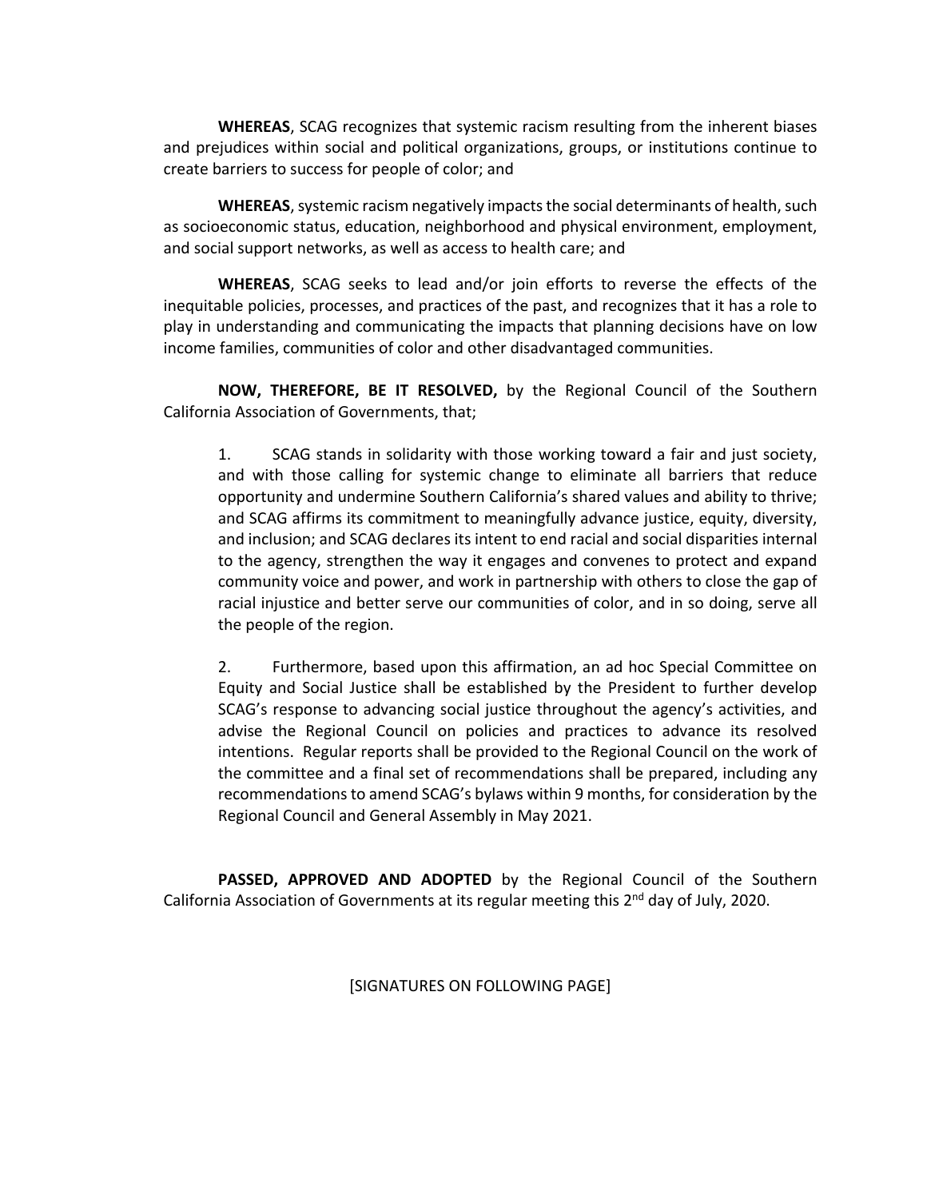**WHEREAS**, SCAG recognizes that systemic racism resulting from the inherent biases and prejudices within social and political organizations, groups, or institutions continue to create barriers to success for people of color; and

**WHEREAS**, systemic racism negatively impacts the social determinants of health, such as socioeconomic status, education, neighborhood and physical environment, employment, and social support networks, as well as access to health care; and

**WHEREAS**, SCAG seeks to lead and/or join efforts to reverse the effects of the inequitable policies, processes, and practices of the past, and recognizes that it has a role to play in understanding and communicating the impacts that planning decisions have on low income families, communities of color and other disadvantaged communities.

**NOW, THEREFORE, BE IT RESOLVED,** by the Regional Council of the Southern California Association of Governments, that;

1. SCAG stands in solidarity with those working toward a fair and just society, and with those calling for systemic change to eliminate all barriers that reduce opportunity and undermine Southern California's shared values and ability to thrive; and SCAG affirms its commitment to meaningfully advance justice, equity, diversity, and inclusion; and SCAG declares its intent to end racial and social disparities internal to the agency, strengthen the way it engages and convenes to protect and expand community voice and power, and work in partnership with others to close the gap of racial injustice and better serve our communities of color, and in so doing, serve all the people of the region.

2. Furthermore, based upon this affirmation, an ad hoc Special Committee on Equity and Social Justice shall be established by the President to further develop SCAG's response to advancing social justice throughout the agency's activities, and advise the Regional Council on policies and practices to advance its resolved intentions. Regular reports shall be provided to the Regional Council on the work of the committee and a final set of recommendations shall be prepared, including any recommendations to amend SCAG's bylaws within 9 months, for consideration by the Regional Council and General Assembly in May 2021.

**PASSED, APPROVED AND ADOPTED** by the Regional Council of the Southern California Association of Governments at its regular meeting this 2nd day of July, 2020.

[SIGNATURES ON FOLLOWING PAGE]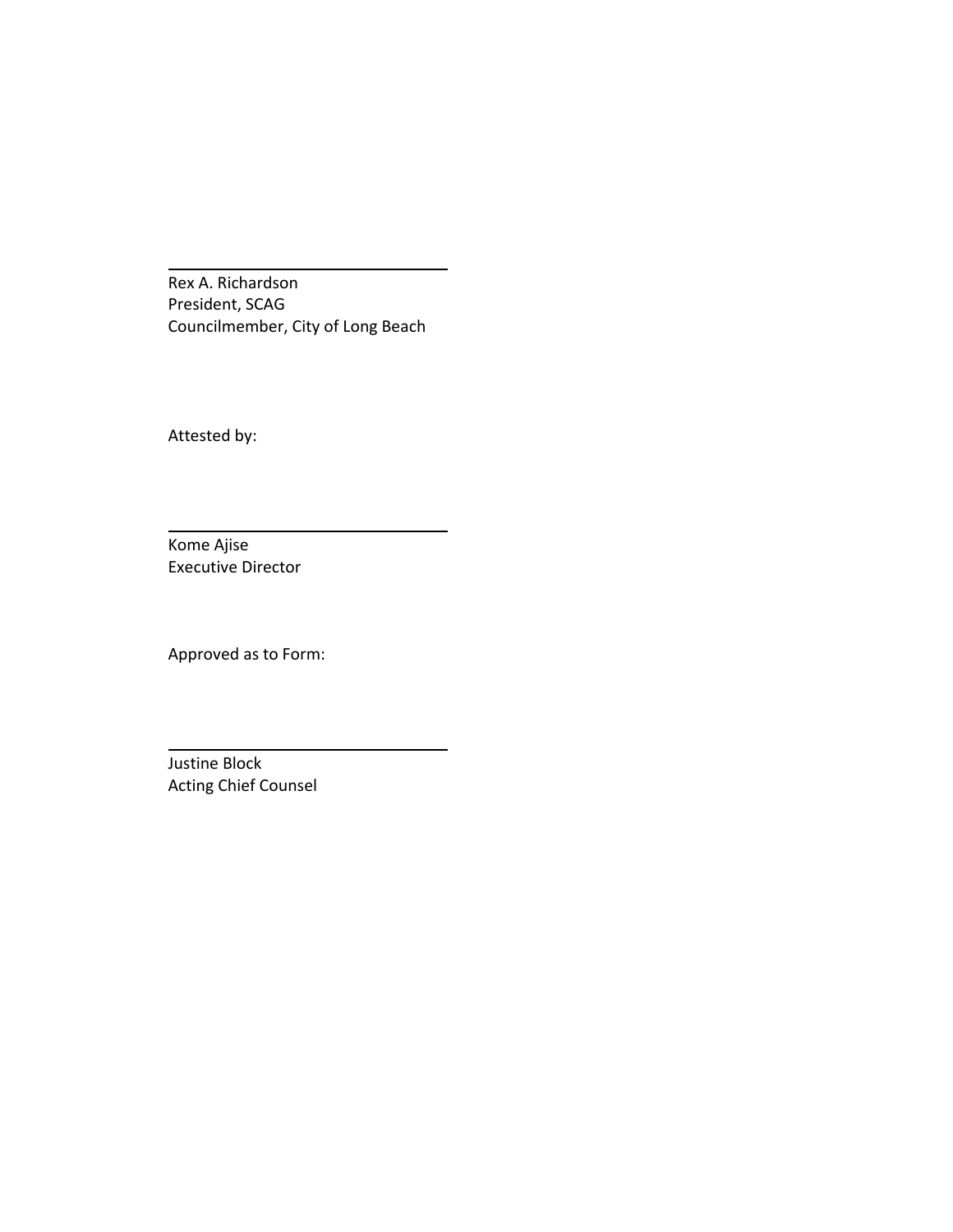\_\_\_\_\_\_\_\_\_\_\_\_\_\_\_\_\_\_\_\_\_\_\_\_\_\_\_\_\_\_

Rex A. Richardson
President, SCAG
Councilmember, City of Long Beach

Attested by:

\_\_\_\_\_\_\_\_\_\_\_\_\_\_\_\_\_\_\_\_\_\_\_\_\_\_\_\_\_\_

Kome Ajise
Executive Director

Approved as to Form:

\_\_\_\_\_\_\_\_\_\_\_\_\_\_\_\_\_\_\_\_\_\_\_\_\_\_\_\_\_\_

Justine Block
Acting Chief Counsel